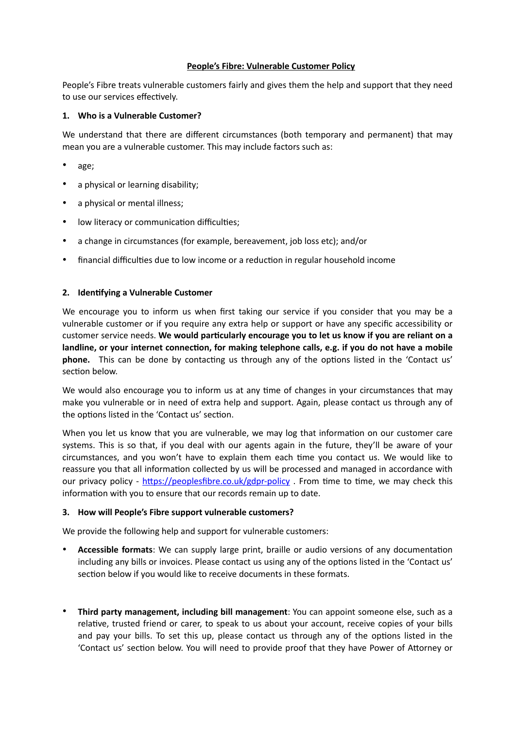# People's Fibre: Vulnerable Customer Policy

People's Fibre treats vulnerable customers fairly and gives them the help and support that they need to use our services effectively.

## 1. Who is a Vulnerable Customer?

We understand that there are different circumstances (both temporary and permanent) that may mean you are a vulnerable customer. This may include factors such as:

- age;
- a physical or learning disability;
- a physical or mental illness;
- low literacy or communication difficulties;
- a change in circumstances (for example, bereavement, job loss etc); and/or
- financial difficulties due to low income or a reduction in regular household income

## 2. Identifying a Vulnerable Customer

We encourage you to inform us when first taking our service if you consider that you may be a vulnerable customer or if you require any extra help or support or have any specific accessibility or customer service needs. **We would particularly encourage you to let us know if you are reliant on a landline, or your internet connection, for making telephone calls, e.g. if you do not have a mobile phone.** This can be done by contacting us through any of the options listed in the 'Contact us' section below.

We would also encourage you to inform us at any time of changes in your circumstances that may make you vulnerable or in need of extra help and support. Again, please contact us through any of the options listed in the 'Contact us' section.

When you let us know that you are vulnerable, we may log that information on our customer care systems. This is so that, if you deal with our agents again in the future, they'll be aware of your circumstances, and you won't have to explain them each time you contact us. We would like to reassure you that all information collected by us will be processed and managed in accordance with our privacy policy - https://peoplesfibre.co.uk/gdpr-policy . From time to time, we may check this information with you to ensure that our records remain up to date.

## 3. How will People's Fibre support vulnerable customers?

We provide the following help and support for vulnerable customers:

- **Accessible formats**: We can supply large print, braille or audio versions of any documentation including any bills or invoices. Please contact us using any of the options listed in the 'Contact us' section below if you would like to receive documents in these formats.

- **Third party management, including bill management**: You can appoint someone else, such as a relative, trusted friend or carer, to speak to us about your account, receive copies of your bills and pay your bills. To set this up, please contact us through any of the options listed in the 'Contact us' section below. You will need to provide proof that they have Power of Attorney or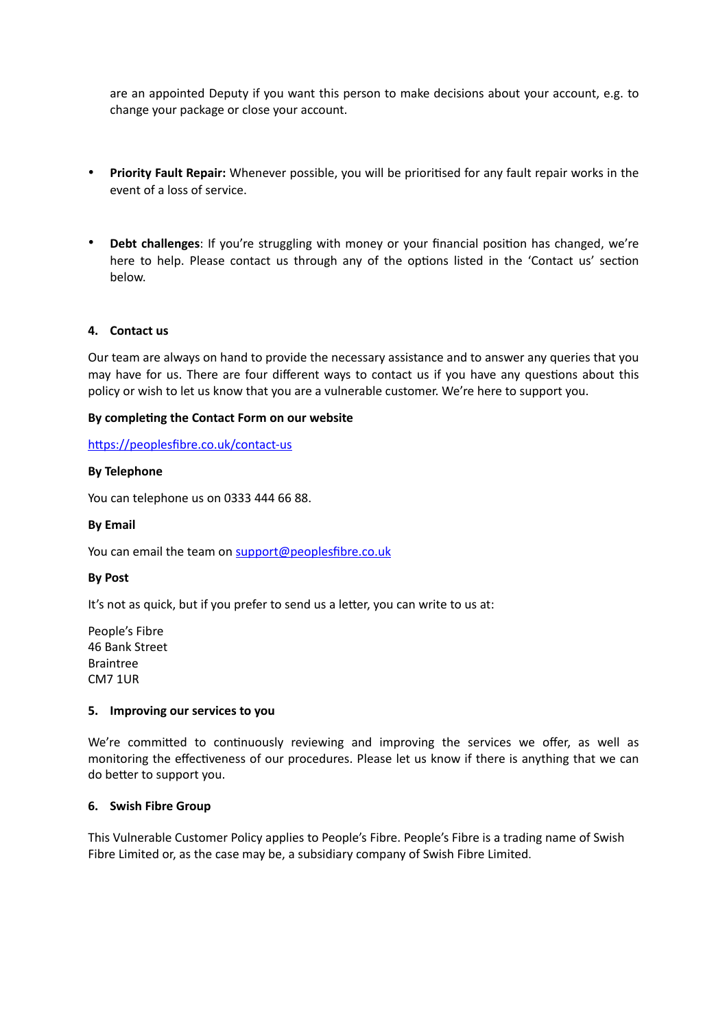are an appointed Deputy if you want this person to make decisions about your account, e.g. to change your package or close your account.

- **Priority Fault Repair:** Whenever possible, you will be prioritised for any fault repair works in the event of a loss of service.

- **Debt challenges**: If you're struggling with money or your financial position has changed, we're here to help. Please contact us through any of the options listed in the 'Contact us' section below.

#### 4. Contact us

Our team are always on hand to provide the necessary assistance and to answer any queries that you may have for us. There are four different ways to contact us if you have any questions about this policy or wish to let us know that you are a vulnerable customer. We're here to support you.

**By completing the Contact Form on our website**

https://peoplesfibre.co.uk/contact-us

**By Telephone**

You can telephone us on 0333 444 66 88.

**By Email**

You can email the team on support@peoplesfibre.co.uk

**By Post**

It's not as quick, but if you prefer to send us a letter, you can write to us at:

People's Fibre
46 Bank Street
Braintree
CM7 1UR

#### 5. Improving our services to you

We're committed to continuously reviewing and improving the services we offer, as well as monitoring the effectiveness of our procedures. Please let us know if there is anything that we can do better to support you.

#### 6. Swish Fibre Group

This Vulnerable Customer Policy applies to People's Fibre. People's Fibre is a trading name of Swish Fibre Limited or, as the case may be, a subsidiary company of Swish Fibre Limited.